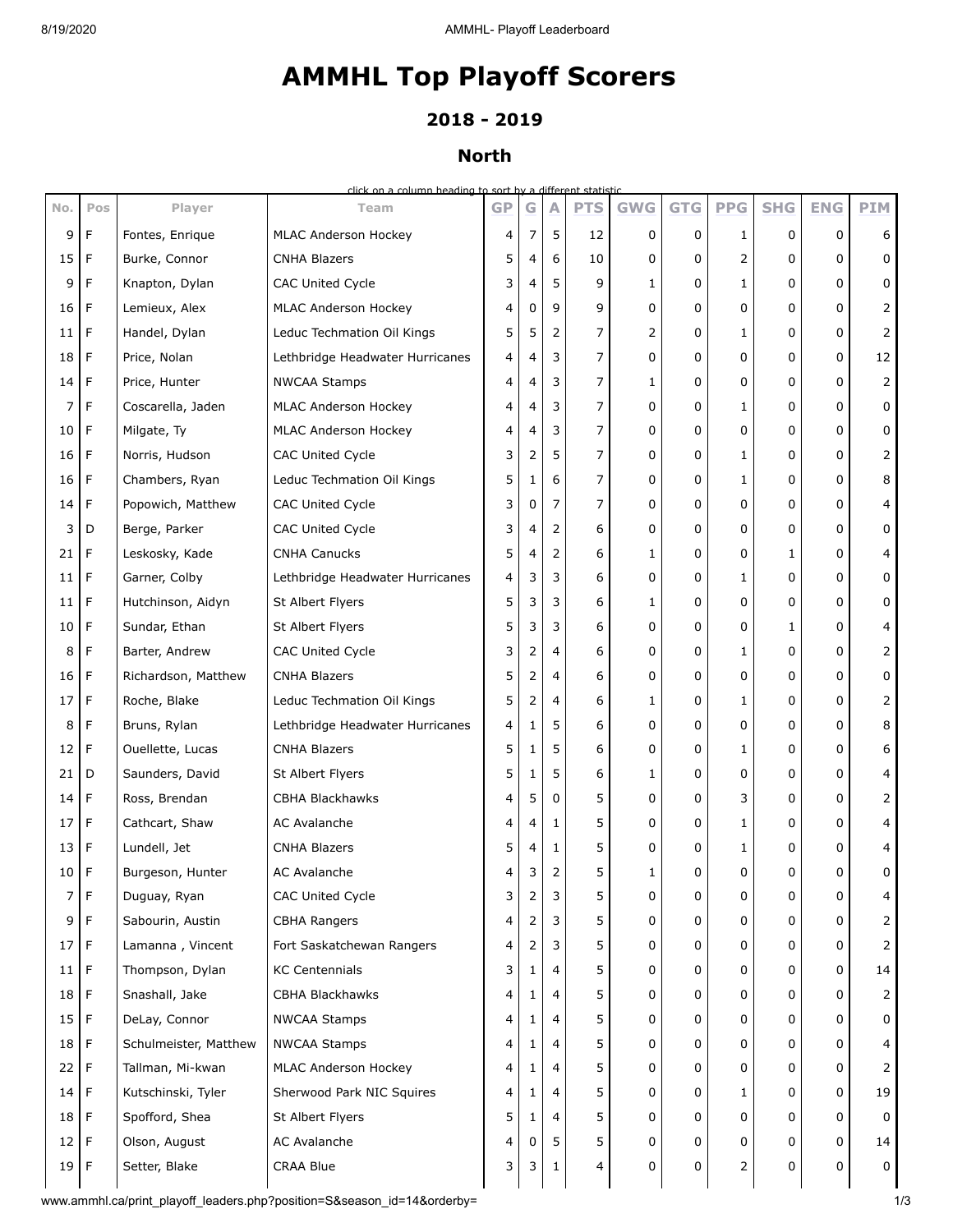# AMMHL Top Playoff Scorers

## 2018 - 2019

### North

click on a column heading to sort by a different statistic

| No. | Pos | Player | Team | GP | G | A | PTS | GWG | GTG | PPG | SHG | ENG | PIM |
|---|---|---|---|---|---|---|---|---|---|---|---|---|---|
| 9 | F | Fontes, Enrique | MLAC Anderson Hockey | 4 | 7 | 5 | 12 | 0 | 0 | 1 | 0 | 0 | 6 |
| 15 | F | Burke, Connor | CNHA Blazers | 5 | 4 | 6 | 10 | 0 | 0 | 2 | 0 | 0 | 0 |
| 9 | F | Knapton, Dylan | CAC United Cycle | 3 | 4 | 5 | 9 | 1 | 0 | 1 | 0 | 0 | 0 |
| 16 | F | Lemieux, Alex | MLAC Anderson Hockey | 4 | 0 | 9 | 9 | 0 | 0 | 0 | 0 | 0 | 2 |
| 11 | F | Handel, Dylan | Leduc Techmation Oil Kings | 5 | 5 | 2 | 7 | 2 | 0 | 1 | 0 | 0 | 2 |
| 18 | F | Price, Nolan | Lethbridge Headwater Hurricanes | 4 | 4 | 3 | 7 | 0 | 0 | 0 | 0 | 0 | 12 |
| 14 | F | Price, Hunter | NWCAA Stamps | 4 | 4 | 3 | 7 | 1 | 0 | 0 | 0 | 0 | 2 |
| 7 | F | Coscarella, Jaden | MLAC Anderson Hockey | 4 | 4 | 3 | 7 | 0 | 0 | 1 | 0 | 0 | 0 |
| 10 | F | Milgate, Ty | MLAC Anderson Hockey | 4 | 4 | 3 | 7 | 0 | 0 | 0 | 0 | 0 | 0 |
| 16 | F | Norris, Hudson | CAC United Cycle | 3 | 2 | 5 | 7 | 0 | 0 | 1 | 0 | 0 | 2 |
| 16 | F | Chambers, Ryan | Leduc Techmation Oil Kings | 5 | 1 | 6 | 7 | 0 | 0 | 1 | 0 | 0 | 8 |
| 14 | F | Popowich, Matthew | CAC United Cycle | 3 | 0 | 7 | 7 | 0 | 0 | 0 | 0 | 0 | 4 |
| 3 | D | Berge, Parker | CAC United Cycle | 3 | 4 | 2 | 6 | 0 | 0 | 0 | 0 | 0 | 0 |
| 21 | F | Leskosky, Kade | CNHA Canucks | 5 | 4 | 2 | 6 | 1 | 0 | 0 | 1 | 0 | 4 |
| 11 | F | Garner, Colby | Lethbridge Headwater Hurricanes | 4 | 3 | 3 | 6 | 0 | 0 | 1 | 0 | 0 | 0 |
| 11 | F | Hutchinson, Aidyn | St Albert Flyers | 5 | 3 | 3 | 6 | 1 | 0 | 0 | 0 | 0 | 0 |
| 10 | F | Sundar, Ethan | St Albert Flyers | 5 | 3 | 3 | 6 | 0 | 0 | 0 | 1 | 0 | 4 |
| 8 | F | Barter, Andrew | CAC United Cycle | 3 | 2 | 4 | 6 | 0 | 0 | 1 | 0 | 0 | 2 |
| 16 | F | Richardson, Matthew | CNHA Blazers | 5 | 2 | 4 | 6 | 0 | 0 | 0 | 0 | 0 | 0 |
| 17 | F | Roche, Blake | Leduc Techmation Oil Kings | 5 | 2 | 4 | 6 | 1 | 0 | 1 | 0 | 0 | 2 |
| 8 | F | Bruns, Rylan | Lethbridge Headwater Hurricanes | 4 | 1 | 5 | 6 | 0 | 0 | 0 | 0 | 0 | 8 |
| 12 | F | Ouellette, Lucas | CNHA Blazers | 5 | 1 | 5 | 6 | 0 | 0 | 1 | 0 | 0 | 6 |
| 21 | D | Saunders, David | St Albert Flyers | 5 | 1 | 5 | 6 | 1 | 0 | 0 | 0 | 0 | 4 |
| 14 | F | Ross, Brendan | CBHA Blackhawks | 4 | 5 | 0 | 5 | 0 | 0 | 3 | 0 | 0 | 2 |
| 17 | F | Cathcart, Shaw | AC Avalanche | 4 | 4 | 1 | 5 | 0 | 0 | 1 | 0 | 0 | 4 |
| 13 | F | Lundell, Jet | CNHA Blazers | 5 | 4 | 1 | 5 | 0 | 0 | 1 | 0 | 0 | 4 |
| 10 | F | Burgeson, Hunter | AC Avalanche | 4 | 3 | 2 | 5 | 1 | 0 | 0 | 0 | 0 | 0 |
| 7 | F | Duguay, Ryan | CAC United Cycle | 3 | 2 | 3 | 5 | 0 | 0 | 0 | 0 | 0 | 4 |
| 9 | F | Sabourin, Austin | CBHA Rangers | 4 | 2 | 3 | 5 | 0 | 0 | 0 | 0 | 0 | 2 |
| 17 | F | Lamanna , Vincent | Fort Saskatchewan Rangers | 4 | 2 | 3 | 5 | 0 | 0 | 0 | 0 | 0 | 2 |
| 11 | F | Thompson, Dylan | KC Centennials | 3 | 1 | 4 | 5 | 0 | 0 | 0 | 0 | 0 | 14 |
| 18 | F | Snashall, Jake | CBHA Blackhawks | 4 | 1 | 4 | 5 | 0 | 0 | 0 | 0 | 0 | 2 |
| 15 | F | DeLay, Connor | NWCAA Stamps | 4 | 1 | 4 | 5 | 0 | 0 | 0 | 0 | 0 | 0 |
| 18 | F | Schulmeister, Matthew | NWCAA Stamps | 4 | 1 | 4 | 5 | 0 | 0 | 0 | 0 | 0 | 4 |
| 22 | F | Tallman, Mi-kwan | MLAC Anderson Hockey | 4 | 1 | 4 | 5 | 0 | 0 | 0 | 0 | 0 | 2 |
| 14 | F | Kutschinski, Tyler | Sherwood Park NIC Squires | 4 | 1 | 4 | 5 | 0 | 0 | 1 | 0 | 0 | 19 |
| 18 | F | Spofford, Shea | St Albert Flyers | 5 | 1 | 4 | 5 | 0 | 0 | 0 | 0 | 0 | 0 |
| 12 | F | Olson, August | AC Avalanche | 4 | 0 | 5 | 5 | 0 | 0 | 0 | 0 | 0 | 14 |
| 19 | F | Setter, Blake | CRAA Blue | 3 | 3 | 1 | 4 | 0 | 0 | 2 | 0 | 0 | 0 |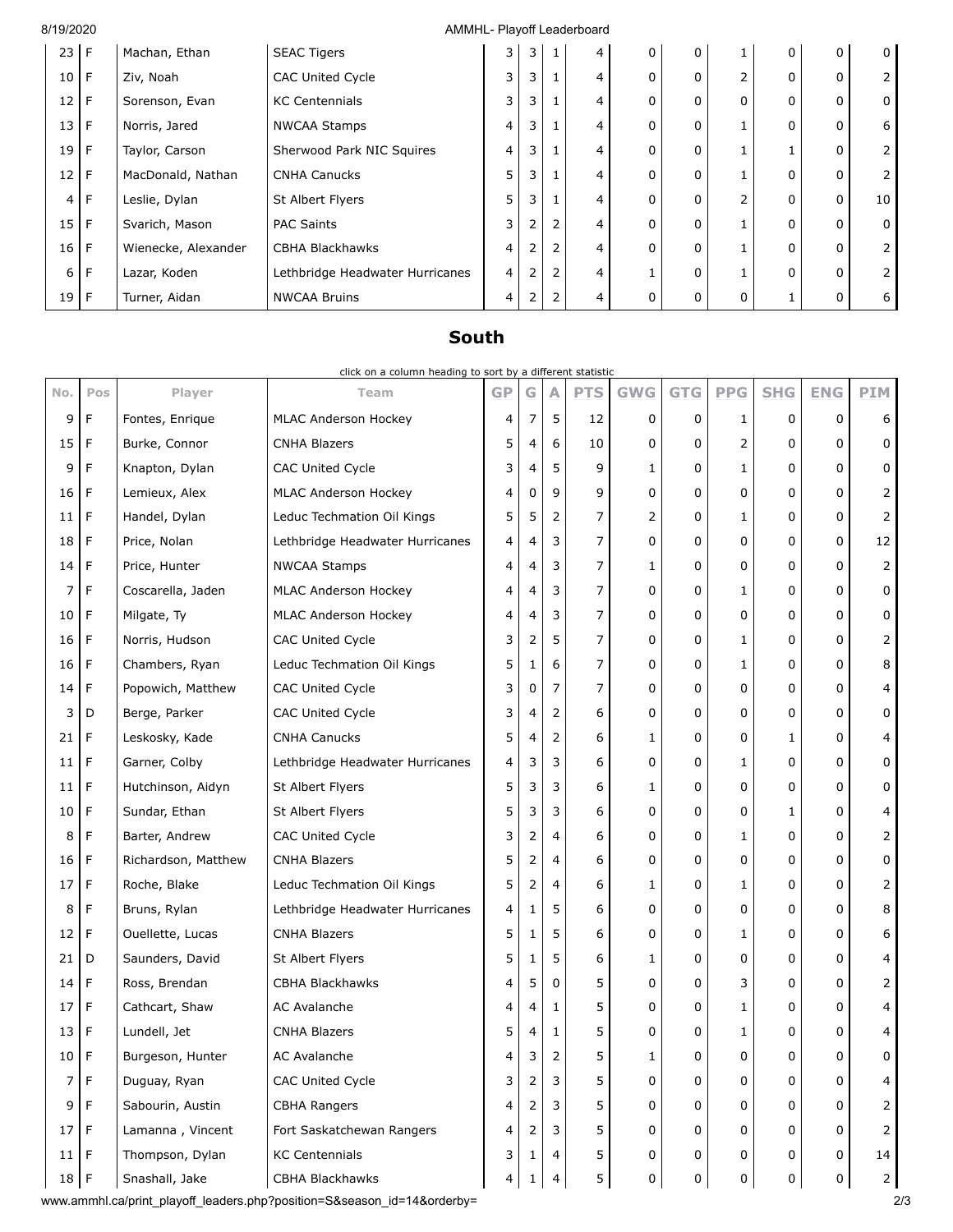| | | | | | | | | | | | | | |
|---|---|---|---|---|---|---|---|---|---|---|---|---|---|
| 23 | F | Machan, Ethan | SEAC Tigers | 3 | 3 | 1 | 4 | 0 | 0 | 1 | 0 | 0 | 0 |
| 10 | F | Ziv, Noah | CAC United Cycle | 3 | 3 | 1 | 4 | 0 | 0 | 2 | 0 | 0 | 2 |
| 12 | F | Sorenson, Evan | KC Centennials | 3 | 3 | 1 | 4 | 0 | 0 | 0 | 0 | 0 | 0 |
| 13 | F | Norris, Jared | NWCAA Stamps | 4 | 3 | 1 | 4 | 0 | 0 | 1 | 0 | 0 | 6 |
| 19 | F | Taylor, Carson | Sherwood Park NIC Squires | 4 | 3 | 1 | 4 | 0 | 0 | 1 | 1 | 0 | 2 |
| 12 | F | MacDonald, Nathan | CNHA Canucks | 5 | 3 | 1 | 4 | 0 | 0 | 1 | 0 | 0 | 2 |
| 4 | F | Leslie, Dylan | St Albert Flyers | 5 | 3 | 1 | 4 | 0 | 0 | 2 | 0 | 0 | 10 |
| 15 | F | Svarich, Mason | PAC Saints | 3 | 2 | 2 | 4 | 0 | 0 | 1 | 0 | 0 | 0 |
| 16 | F | Wienecke, Alexander | CBHA Blackhawks | 4 | 2 | 2 | 4 | 0 | 0 | 1 | 0 | 0 | 2 |
| 6 | F | Lazar, Koden | Lethbridge Headwater Hurricanes | 4 | 2 | 2 | 4 | 1 | 0 | 1 | 0 | 0 | 2 |
| 19 | F | Turner, Aidan | NWCAA Bruins | 4 | 2 | 2 | 4 | 0 | 0 | 0 | 1 | 0 | 6 |

## South

click on a column heading to sort by a different statistic

| No. | Pos | Player | Team | GP | G | A | PTS | GWG | GTG | PPG | SHG | ENG | PIM |
|---|---|---|---|---|---|---|---|---|---|---|---|---|---|
| 9 | F | Fontes, Enrique | MLAC Anderson Hockey | 4 | 7 | 5 | 12 | 0 | 0 | 1 | 0 | 0 | 6 |
| 15 | F | Burke, Connor | CNHA Blazers | 5 | 4 | 6 | 10 | 0 | 0 | 2 | 0 | 0 | 0 |
| 9 | F | Knapton, Dylan | CAC United Cycle | 3 | 4 | 5 | 9 | 1 | 0 | 1 | 0 | 0 | 0 |
| 16 | F | Lemieux, Alex | MLAC Anderson Hockey | 4 | 0 | 9 | 9 | 0 | 0 | 0 | 0 | 0 | 2 |
| 11 | F | Handel, Dylan | Leduc Techmation Oil Kings | 5 | 5 | 2 | 7 | 2 | 0 | 1 | 0 | 0 | 2 |
| 18 | F | Price, Nolan | Lethbridge Headwater Hurricanes | 4 | 4 | 3 | 7 | 0 | 0 | 0 | 0 | 0 | 12 |
| 14 | F | Price, Hunter | NWCAA Stamps | 4 | 4 | 3 | 7 | 1 | 0 | 0 | 0 | 0 | 2 |
| 7 | F | Coscarella, Jaden | MLAC Anderson Hockey | 4 | 4 | 3 | 7 | 0 | 0 | 1 | 0 | 0 | 0 |
| 10 | F | Milgate, Ty | MLAC Anderson Hockey | 4 | 4 | 3 | 7 | 0 | 0 | 0 | 0 | 0 | 0 |
| 16 | F | Norris, Hudson | CAC United Cycle | 3 | 2 | 5 | 7 | 0 | 0 | 1 | 0 | 0 | 2 |
| 16 | F | Chambers, Ryan | Leduc Techmation Oil Kings | 5 | 1 | 6 | 7 | 0 | 0 | 1 | 0 | 0 | 8 |
| 14 | F | Popowich, Matthew | CAC United Cycle | 3 | 0 | 7 | 7 | 0 | 0 | 0 | 0 | 0 | 4 |
| 3 | D | Berge, Parker | CAC United Cycle | 3 | 4 | 2 | 6 | 0 | 0 | 0 | 0 | 0 | 0 |
| 21 | F | Leskosky, Kade | CNHA Canucks | 5 | 4 | 2 | 6 | 1 | 0 | 0 | 1 | 0 | 4 |
| 11 | F | Garner, Colby | Lethbridge Headwater Hurricanes | 4 | 3 | 3 | 6 | 0 | 0 | 1 | 0 | 0 | 0 |
| 11 | F | Hutchinson, Aidyn | St Albert Flyers | 5 | 3 | 3 | 6 | 1 | 0 | 0 | 0 | 0 | 0 |
| 10 | F | Sundar, Ethan | St Albert Flyers | 5 | 3 | 3 | 6 | 0 | 0 | 0 | 1 | 0 | 4 |
| 8 | F | Barter, Andrew | CAC United Cycle | 3 | 2 | 4 | 6 | 0 | 0 | 1 | 0 | 0 | 2 |
| 16 | F | Richardson, Matthew | CNHA Blazers | 5 | 2 | 4 | 6 | 0 | 0 | 0 | 0 | 0 | 0 |
| 17 | F | Roche, Blake | Leduc Techmation Oil Kings | 5 | 2 | 4 | 6 | 1 | 0 | 1 | 0 | 0 | 2 |
| 8 | F | Bruns, Rylan | Lethbridge Headwater Hurricanes | 4 | 1 | 5 | 6 | 0 | 0 | 0 | 0 | 0 | 8 |
| 12 | F | Ouellette, Lucas | CNHA Blazers | 5 | 1 | 5 | 6 | 0 | 0 | 1 | 0 | 0 | 6 |
| 21 | D | Saunders, David | St Albert Flyers | 5 | 1 | 5 | 6 | 1 | 0 | 0 | 0 | 0 | 4 |
| 14 | F | Ross, Brendan | CBHA Blackhawks | 4 | 5 | 0 | 5 | 0 | 0 | 3 | 0 | 0 | 2 |
| 17 | F | Cathcart, Shaw | AC Avalanche | 4 | 4 | 1 | 5 | 0 | 0 | 1 | 0 | 0 | 4 |
| 13 | F | Lundell, Jet | CNHA Blazers | 5 | 4 | 1 | 5 | 0 | 0 | 1 | 0 | 0 | 4 |
| 10 | F | Burgeson, Hunter | AC Avalanche | 4 | 3 | 2 | 5 | 1 | 0 | 0 | 0 | 0 | 0 |
| 7 | F | Duguay, Ryan | CAC United Cycle | 3 | 2 | 3 | 5 | 0 | 0 | 0 | 0 | 0 | 4 |
| 9 | F | Sabourin, Austin | CBHA Rangers | 4 | 2 | 3 | 5 | 0 | 0 | 0 | 0 | 0 | 2 |
| 17 | F | Lamanna , Vincent | Fort Saskatchewan Rangers | 4 | 2 | 3 | 5 | 0 | 0 | 0 | 0 | 0 | 2 |
| 11 | F | Thompson, Dylan | KC Centennials | 3 | 1 | 4 | 5 | 0 | 0 | 0 | 0 | 0 | 14 |
| 18 | F | Snashall, Jake | CBHA Blackhawks | 4 | 1 | 4 | 5 | 0 | 0 | 0 | 0 | 0 | 2 |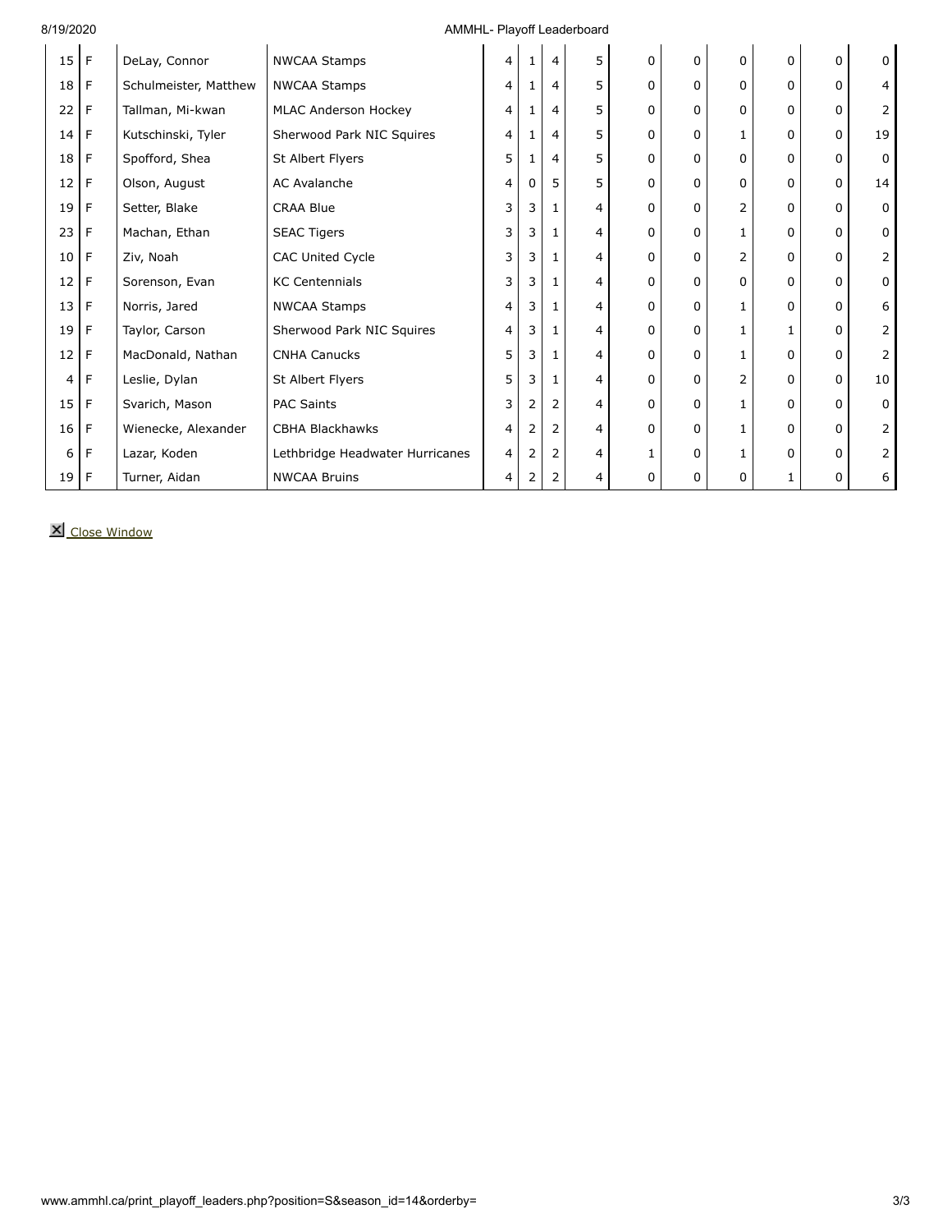| | | | | | | | | | | | | | |
|---|---|---|---|---|---|---|---|---|---|---|---|---|---|
| 15 | F | DeLay, Connor | NWCAA Stamps | 4 | 1 | 4 | 5 | 0 | 0 | 0 | 0 | 0 | 0 |
| 18 | F | Schulmeister, Matthew | NWCAA Stamps | 4 | 1 | 4 | 5 | 0 | 0 | 0 | 0 | 0 | 4 |
| 22 | F | Tallman, Mi-kwan | MLAC Anderson Hockey | 4 | 1 | 4 | 5 | 0 | 0 | 0 | 0 | 0 | 2 |
| 14 | F | Kutschinski, Tyler | Sherwood Park NIC Squires | 4 | 1 | 4 | 5 | 0 | 0 | 1 | 0 | 0 | 19 |
| 18 | F | Spofford, Shea | St Albert Flyers | 5 | 1 | 4 | 5 | 0 | 0 | 0 | 0 | 0 | 0 |
| 12 | F | Olson, August | AC Avalanche | 4 | 0 | 5 | 5 | 0 | 0 | 0 | 0 | 0 | 14 |
| 19 | F | Setter, Blake | CRAA Blue | 3 | 3 | 1 | 4 | 0 | 0 | 2 | 0 | 0 | 0 |
| 23 | F | Machan, Ethan | SEAC Tigers | 3 | 3 | 1 | 4 | 0 | 0 | 1 | 0 | 0 | 0 |
| 10 | F | Ziv, Noah | CAC United Cycle | 3 | 3 | 1 | 4 | 0 | 0 | 2 | 0 | 0 | 2 |
| 12 | F | Sorenson, Evan | KC Centennials | 3 | 3 | 1 | 4 | 0 | 0 | 0 | 0 | 0 | 0 |
| 13 | F | Norris, Jared | NWCAA Stamps | 4 | 3 | 1 | 4 | 0 | 0 | 1 | 0 | 0 | 6 |
| 19 | F | Taylor, Carson | Sherwood Park NIC Squires | 4 | 3 | 1 | 4 | 0 | 0 | 1 | 1 | 0 | 2 |
| 12 | F | MacDonald, Nathan | CNHA Canucks | 5 | 3 | 1 | 4 | 0 | 0 | 1 | 0 | 0 | 2 |
| 4 | F | Leslie, Dylan | St Albert Flyers | 5 | 3 | 1 | 4 | 0 | 0 | 2 | 0 | 0 | 10 |
| 15 | F | Svarich, Mason | PAC Saints | 3 | 2 | 2 | 4 | 0 | 0 | 1 | 0 | 0 | 0 |
| 16 | F | Wienecke, Alexander | CBHA Blackhawks | 4 | 2 | 2 | 4 | 0 | 0 | 1 | 0 | 0 | 2 |
| 6 | F | Lazar, Koden | Lethbridge Headwater Hurricanes | 4 | 2 | 2 | 4 | 1 | 0 | 1 | 0 | 0 | 2 |
| 19 | F | Turner, Aidan | NWCAA Bruins | 4 | 2 | 2 | 4 | 0 | 0 | 0 | 1 | 0 | 6 |

Close Window